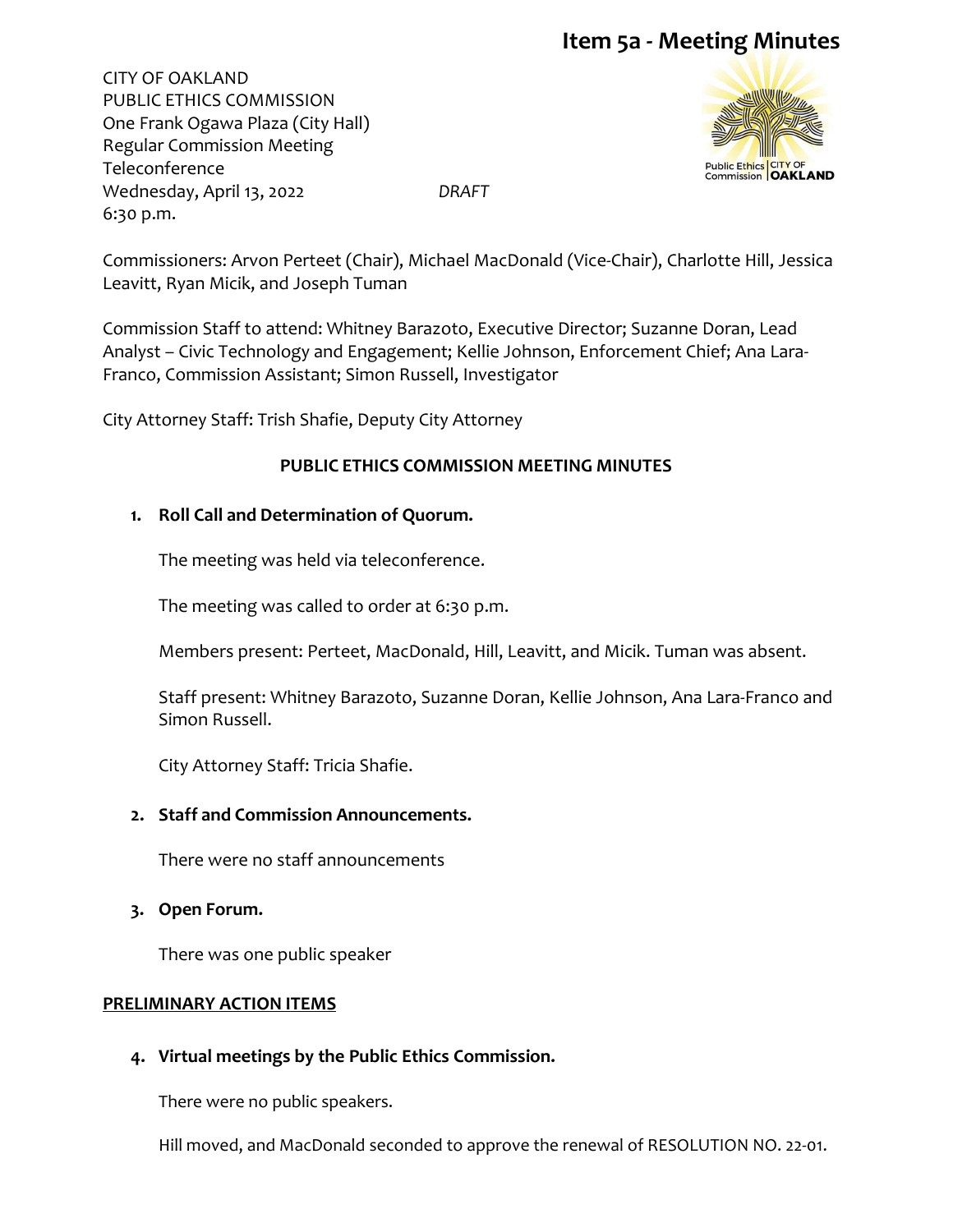# Item 5a - Meeting Minutes

CITY OF OAKLAND
PUBLIC ETHICS COMMISSION
One Frank Ogawa Plaza (City Hall)
Regular Commission Meeting
Teleconference
Wednesday, April 13, 2022 *DRAFT*
6:30 p.m.

Commissioners: Arvon Perteet (Chair), Michael MacDonald (Vice-Chair), Charlotte Hill, Jessica Leavitt, Ryan Micik, and Joseph Tuman

Commission Staff to attend: Whitney Barazoto, Executive Director; Suzanne Doran, Lead Analyst – Civic Technology and Engagement; Kellie Johnson, Enforcement Chief; Ana Lara-Franco, Commission Assistant; Simon Russell, Investigator

City Attorney Staff: Trish Shafie, Deputy City Attorney

## PUBLIC ETHICS COMMISSION MEETING MINUTES

1. **Roll Call and Determination of Quorum.**

   The meeting was held via teleconference.

   The meeting was called to order at 6:30 p.m.

   Members present: Perteet, MacDonald, Hill, Leavitt, and Micik. Tuman was absent.

   Staff present: Whitney Barazoto, Suzanne Doran, Kellie Johnson, Ana Lara-Franco and Simon Russell.

   City Attorney Staff: Tricia Shafie.

2. **Staff and Commission Announcements.**

   There were no staff announcements

3. **Open Forum.**

   There was one public speaker

**PRELIMINARY ACTION ITEMS**

4. **Virtual meetings by the Public Ethics Commission.**

   There were no public speakers.

   Hill moved, and MacDonald seconded to approve the renewal of RESOLUTION NO. 22-01.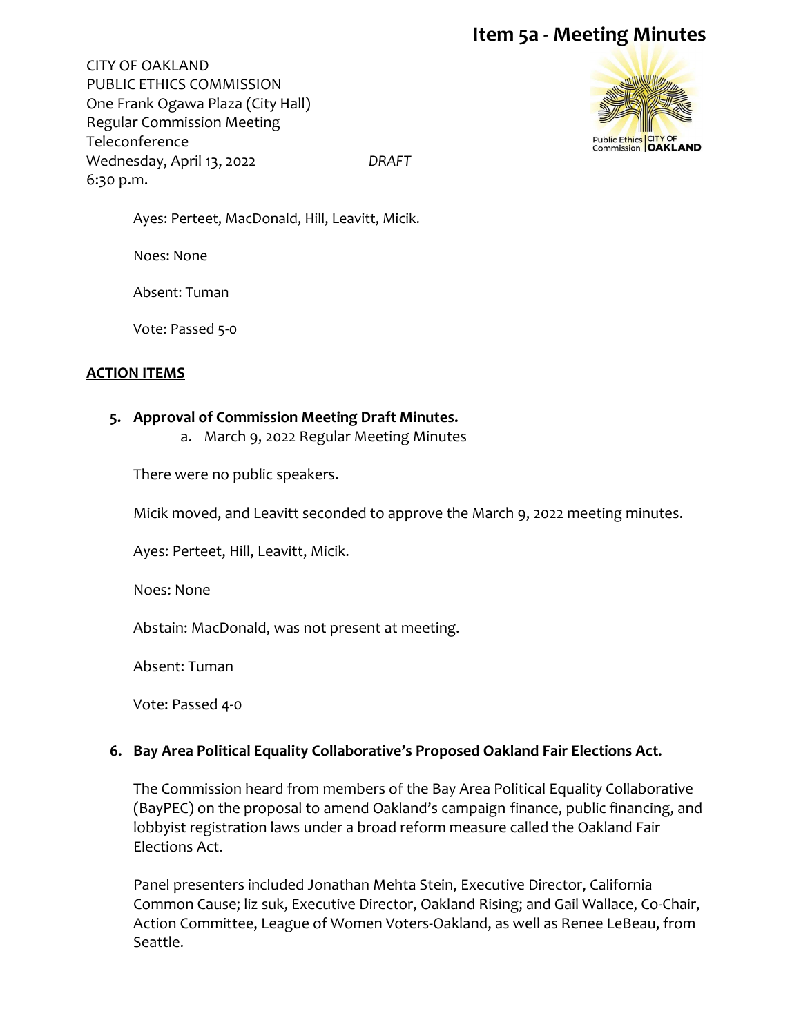Ayes: Perteet, MacDonald, Hill, Leavitt, Micik.

Noes: None

Absent: Tuman

Vote: Passed 5-0

## ACTION ITEMS

5. **Approval of Commission Meeting Draft Minutes.**
    a. March 9, 2022 Regular Meeting Minutes

There were no public speakers.

Micik moved, and Leavitt seconded to approve the March 9, 2022 meeting minutes.

Ayes: Perteet, Hill, Leavitt, Micik.

Noes: None

Abstain: MacDonald, was not present at meeting.

Absent: Tuman

Vote: Passed 4-0

6. **Bay Area Political Equality Collaborative's Proposed Oakland Fair Elections Act.**

The Commission heard from members of the Bay Area Political Equality Collaborative (BayPEC) on the proposal to amend Oakland's campaign finance, public financing, and lobbyist registration laws under a broad reform measure called the Oakland Fair Elections Act.

Panel presenters included Jonathan Mehta Stein, Executive Director, California Common Cause; liz suk, Executive Director, Oakland Rising; and Gail Wallace, Co-Chair, Action Committee, League of Women Voters-Oakland, as well as Renee LeBeau, from Seattle.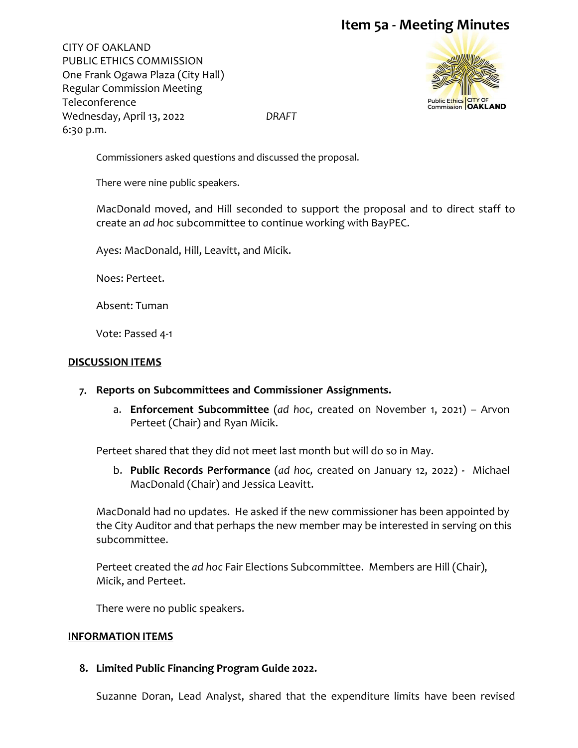# Item 5a - Meeting Minutes

CITY OF OAKLAND
PUBLIC ETHICS COMMISSION
One Frank Ogawa Plaza (City Hall)
Regular Commission Meeting
Teleconference
Wednesday, April 13, 2022
6:30 p.m.

*DRAFT*

Commissioners asked questions and discussed the proposal.

There were nine public speakers.

MacDonald moved, and Hill seconded to support the proposal and to direct staff to create an *ad hoc* subcommittee to continue working with BayPEC.

Ayes: MacDonald, Hill, Leavitt, and Micik.

Noes: Perteet.

Absent: Tuman

Vote: Passed 4-1

## DISCUSSION ITEMS

7. **Reports on Subcommittees and Commissioner Assignments.**

   a. **Enforcement Subcommittee** (*ad hoc*, created on November 1, 2021) – Arvon Perteet (Chair) and Ryan Micik.

Perteet shared that they did not meet last month but will do so in May.

   b. **Public Records Performance** (*ad hoc,* created on January 12, 2022) - Michael MacDonald (Chair) and Jessica Leavitt.

MacDonald had no updates. He asked if the new commissioner has been appointed by the City Auditor and that perhaps the new member may be interested in serving on this subcommittee.

Perteet created the *ad hoc* Fair Elections Subcommittee. Members are Hill (Chair), Micik, and Perteet.

There were no public speakers.

## INFORMATION ITEMS

8. **Limited Public Financing Program Guide 2022.**

Suzanne Doran, Lead Analyst, shared that the expenditure limits have been revised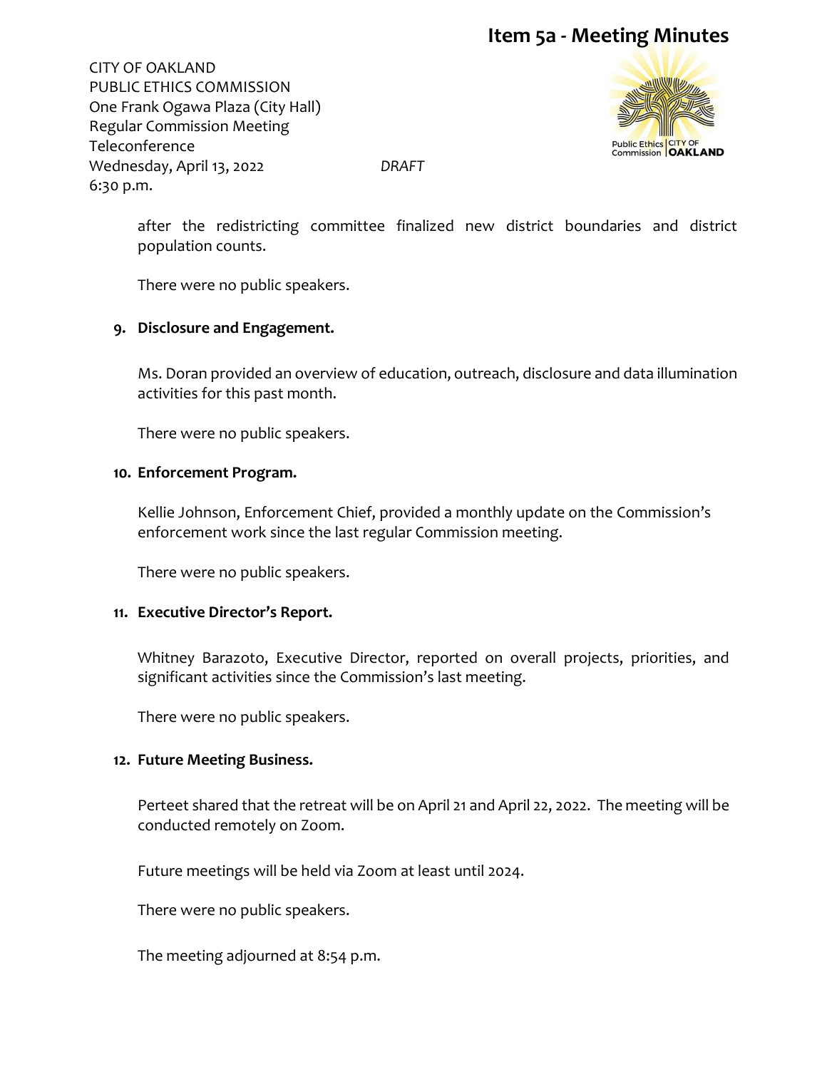after the redistricting committee finalized new district boundaries and district population counts.

There were no public speakers.

**9. Disclosure and Engagement.**

Ms. Doran provided an overview of education, outreach, disclosure and data illumination activities for this past month.

There were no public speakers.

**10. Enforcement Program.**

Kellie Johnson, Enforcement Chief, provided a monthly update on the Commission's enforcement work since the last regular Commission meeting.

There were no public speakers.

**11. Executive Director's Report.**

Whitney Barazoto, Executive Director, reported on overall projects, priorities, and significant activities since the Commission's last meeting.

There were no public speakers.

**12. Future Meeting Business.**

Perteet shared that the retreat will be on April 21 and April 22, 2022. The meeting will be conducted remotely on Zoom.

Future meetings will be held via Zoom at least until 2024.

There were no public speakers.

The meeting adjourned at 8:54 p.m.